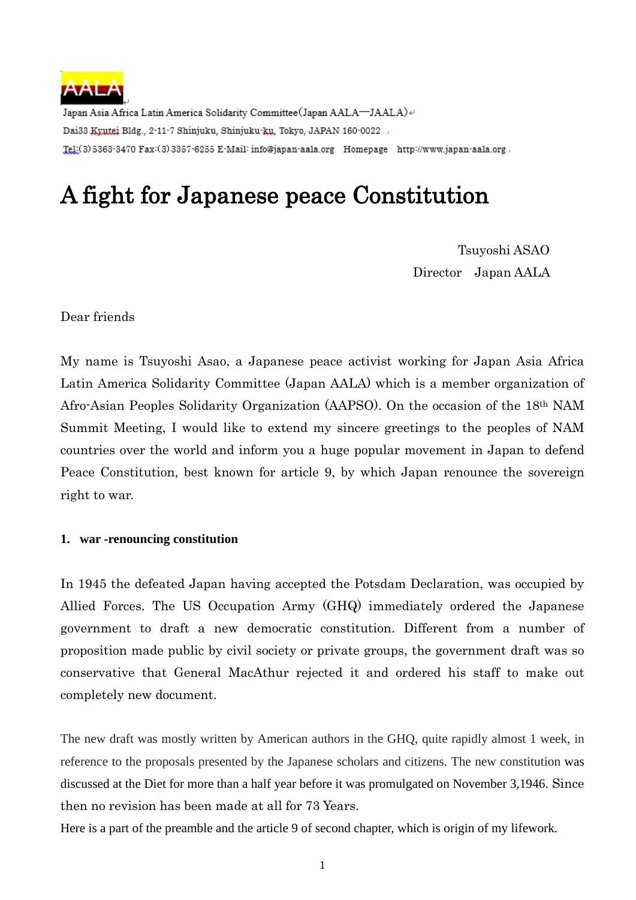AALA

Japan Asia Africa Latin America Solidarity Committee (Japan AALA—JAALA)

Dai33 Kyutei Bldg., 2-11-7 Shinjuku, Shinjuku-ku, Tokyo, JAPAN 160-0022

Tel:(3) 5363-3470 Fax:(3) 3357-6255 E-Mail: info@japan-aala.org Homepage http://www.japan-aala.org

# A fight for Japanese peace Constitution

Tsuyoshi ASAO
Director Japan AALA

Dear friends

My name is Tsuyoshi Asao, a Japanese peace activist working for Japan Asia Africa Latin America Solidarity Committee (Japan AALA) which is a member organization of Afro-Asian Peoples Solidarity Organization (AAPSO). On the occasion of the 18th NAM Summit Meeting, I would like to extend my sincere greetings to the peoples of NAM countries over the world and inform you a huge popular movement in Japan to defend Peace Constitution, best known for article 9, by which Japan renounce the sovereign right to war.

**1. war -renouncing constitution**

In 1945 the defeated Japan having accepted the Potsdam Declaration, was occupied by Allied Forces. The US Occupation Army (GHQ) immediately ordered the Japanese government to draft a new democratic constitution. Different from a number of proposition made public by civil society or private groups, the government draft was so conservative that General MacAthur rejected it and ordered his staff to make out completely new document.

The new draft was mostly written by American authors in the GHQ, quite rapidly almost 1 week, in reference to the proposals presented by the Japanese scholars and citizens. The new constitution was discussed at the Diet for more than a half year before it was promulgated on November 3,1946. Since then no revision has been made at all for 73 Years.

Here is a part of the preamble and the article 9 of second chapter, which is origin of my lifework.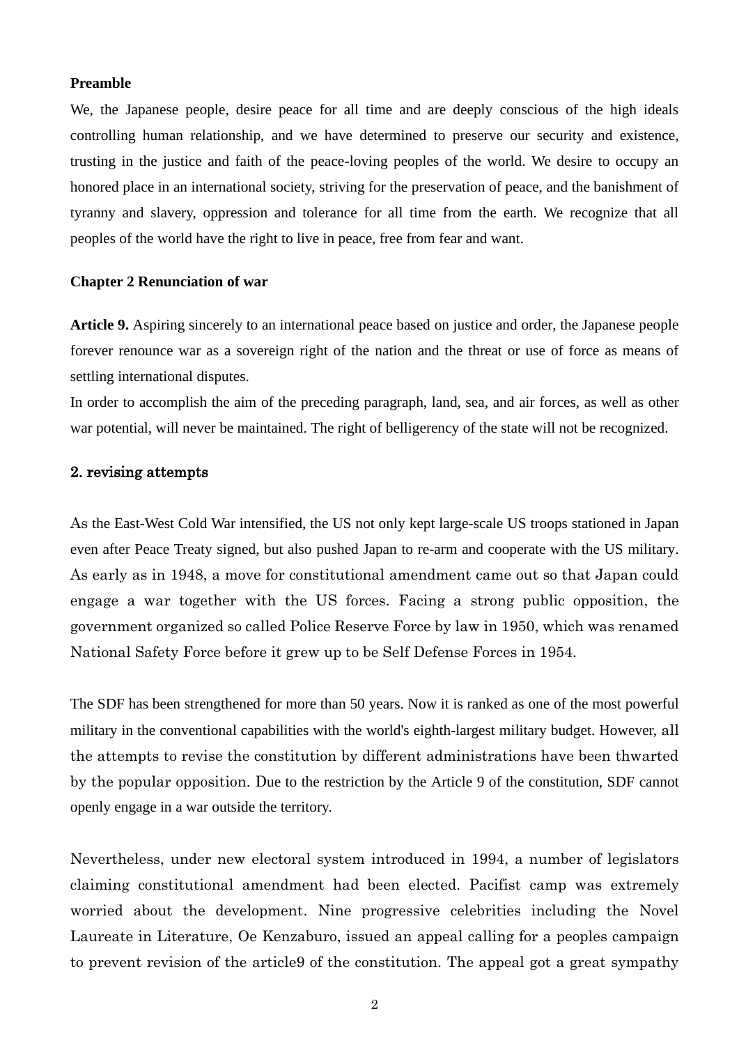**Preamble**

We, the Japanese people, desire peace for all time and are deeply conscious of the high ideals controlling human relationship, and we have determined to preserve our security and existence, trusting in the justice and faith of the peace-loving peoples of the world. We desire to occupy an honored place in an international society, striving for the preservation of peace, and the banishment of tyranny and slavery, oppression and tolerance for all time from the earth. We recognize that all peoples of the world have the right to live in peace, free from fear and want.

**Chapter 2 Renunciation of war**

**Article 9.** Aspiring sincerely to an international peace based on justice and order, the Japanese people forever renounce war as a sovereign right of the nation and the threat or use of force as means of settling international disputes.

In order to accomplish the aim of the preceding paragraph, land, sea, and air forces, as well as other war potential, will never be maintained. The right of belligerency of the state will not be recognized.

## 2. revising attempts

As the East-West Cold War intensified, the US not only kept large-scale US troops stationed in Japan even after Peace Treaty signed, but also pushed Japan to re-arm and cooperate with the US military. As early as in 1948, a move for constitutional amendment came out so that Japan could engage a war together with the US forces. Facing a strong public opposition, the government organized so called Police Reserve Force by law in 1950, which was renamed National Safety Force before it grew up to be Self Defense Forces in 1954.

The SDF has been strengthened for more than 50 years. Now it is ranked as one of the most powerful military in the conventional capabilities with the world's eighth-largest military budget. However, all the attempts to revise the constitution by different administrations have been thwarted by the popular opposition. Due to the restriction by the Article 9 of the constitution, SDF cannot openly engage in a war outside the territory.

Nevertheless, under new electoral system introduced in 1994, a number of legislators claiming constitutional amendment had been elected. Pacifist camp was extremely worried about the development. Nine progressive celebrities including the Novel Laureate in Literature, Oe Kenzaburo, issued an appeal calling for a peoples campaign to prevent revision of the article9 of the constitution. The appeal got a great sympathy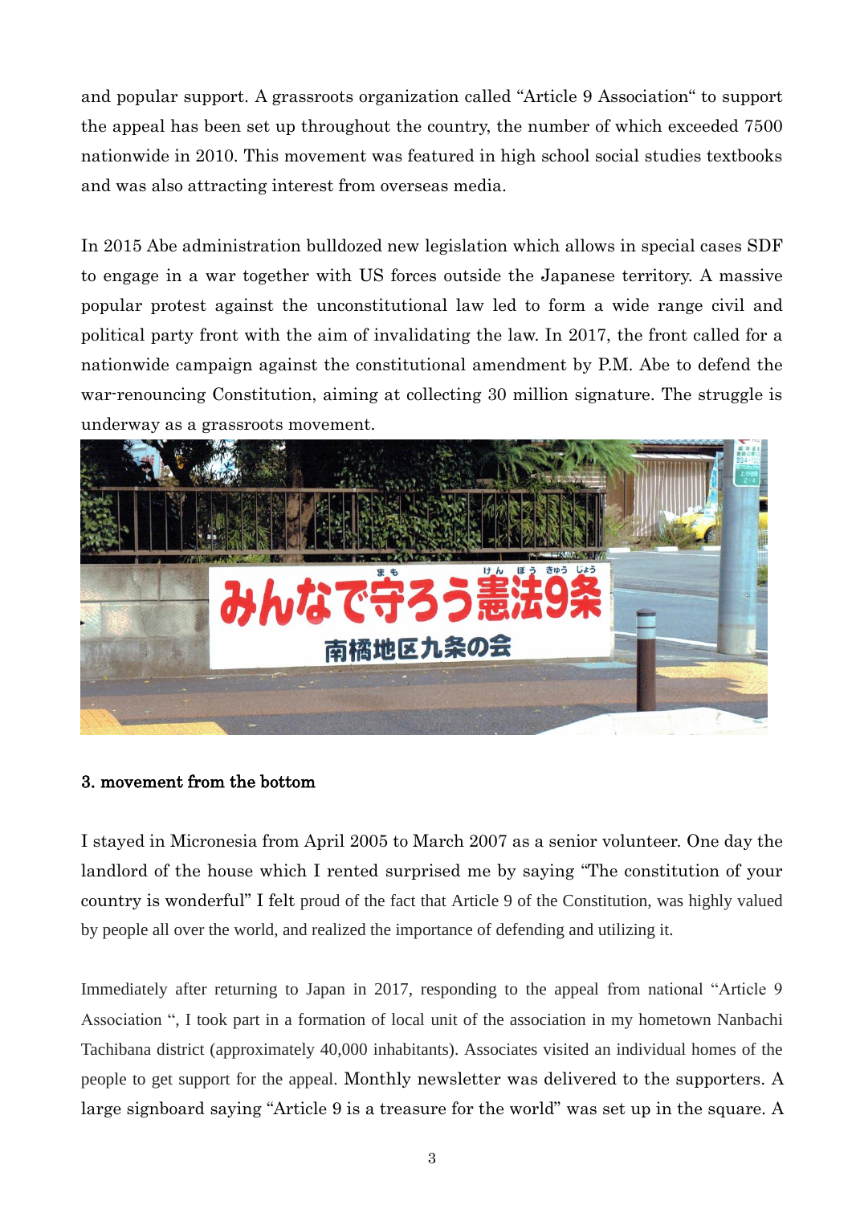and popular support. A grassroots organization called "Article 9 Association" to support the appeal has been set up throughout the country, the number of which exceeded 7500 nationwide in 2010. This movement was featured in high school social studies textbooks and was also attracting interest from overseas media.

In 2015 Abe administration bulldozed new legislation which allows in special cases SDF to engage in a war together with US forces outside the Japanese territory. A massive popular protest against the unconstitutional law led to form a wide range civil and political party front with the aim of invalidating the law. In 2017, the front called for a nationwide campaign against the constitutional amendment by P.M. Abe to defend the war-renouncing Constitution, aiming at collecting 30 million signature. The struggle is underway as a grassroots movement.

**3. movement from the bottom**

I stayed in Micronesia from April 2005 to March 2007 as a senior volunteer. One day the landlord of the house which I rented surprised me by saying "The constitution of your country is wonderful" I felt proud of the fact that Article 9 of the Constitution, was highly valued by people all over the world, and realized the importance of defending and utilizing it.

Immediately after returning to Japan in 2017, responding to the appeal from national "Article 9 Association ", I took part in a formation of local unit of the association in my hometown Nanbachi Tachibana district (approximately 40,000 inhabitants). Associates visited an individual homes of the people to get support for the appeal. Monthly newsletter was delivered to the supporters. A large signboard saying "Article 9 is a treasure for the world" was set up in the square. A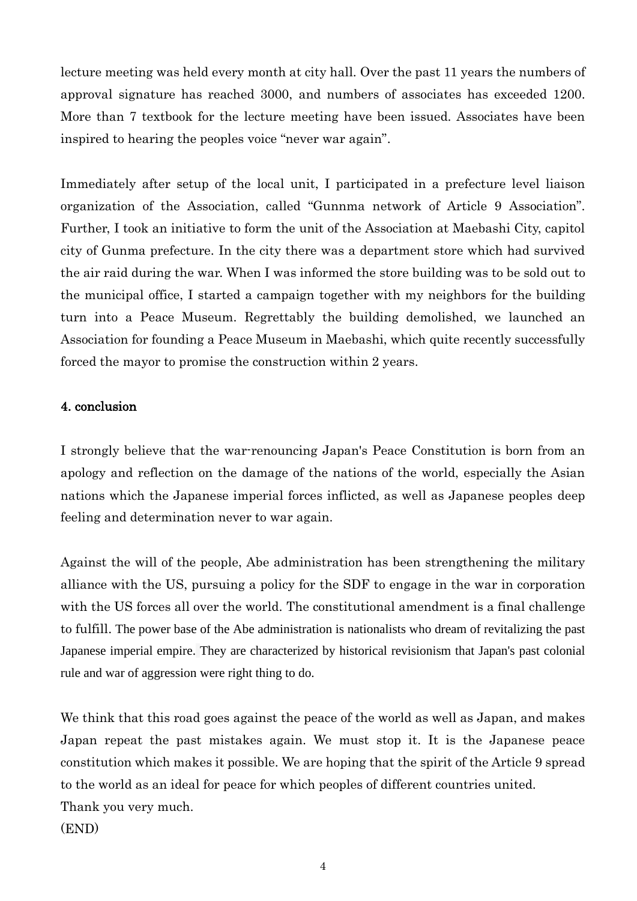lecture meeting was held every month at city hall. Over the past 11 years the numbers of approval signature has reached 3000, and numbers of associates has exceeded 1200. More than 7 textbook for the lecture meeting have been issued. Associates have been inspired to hearing the peoples voice "never war again".

Immediately after setup of the local unit, I participated in a prefecture level liaison organization of the Association, called "Gunnma network of Article 9 Association". Further, I took an initiative to form the unit of the Association at Maebashi City, capitol city of Gunma prefecture. In the city there was a department store which had survived the air raid during the war. When I was informed the store building was to be sold out to the municipal office, I started a campaign together with my neighbors for the building turn into a Peace Museum. Regrettably the building demolished, we launched an Association for founding a Peace Museum in Maebashi, which quite recently successfully forced the mayor to promise the construction within 2 years.

## 4. conclusion

I strongly believe that the war-renouncing Japan's Peace Constitution is born from an apology and reflection on the damage of the nations of the world, especially the Asian nations which the Japanese imperial forces inflicted, as well as Japanese peoples deep feeling and determination never to war again.

Against the will of the people, Abe administration has been strengthening the military alliance with the US, pursuing a policy for the SDF to engage in the war in corporation with the US forces all over the world. The constitutional amendment is a final challenge to fulfill. The power base of the Abe administration is nationalists who dream of revitalizing the past Japanese imperial empire. They are characterized by historical revisionism that Japan's past colonial rule and war of aggression were right thing to do.

We think that this road goes against the peace of the world as well as Japan, and makes Japan repeat the past mistakes again. We must stop it. It is the Japanese peace constitution which makes it possible. We are hoping that the spirit of the Article 9 spread to the world as an ideal for peace for which peoples of different countries united.
Thank you very much.
(END)